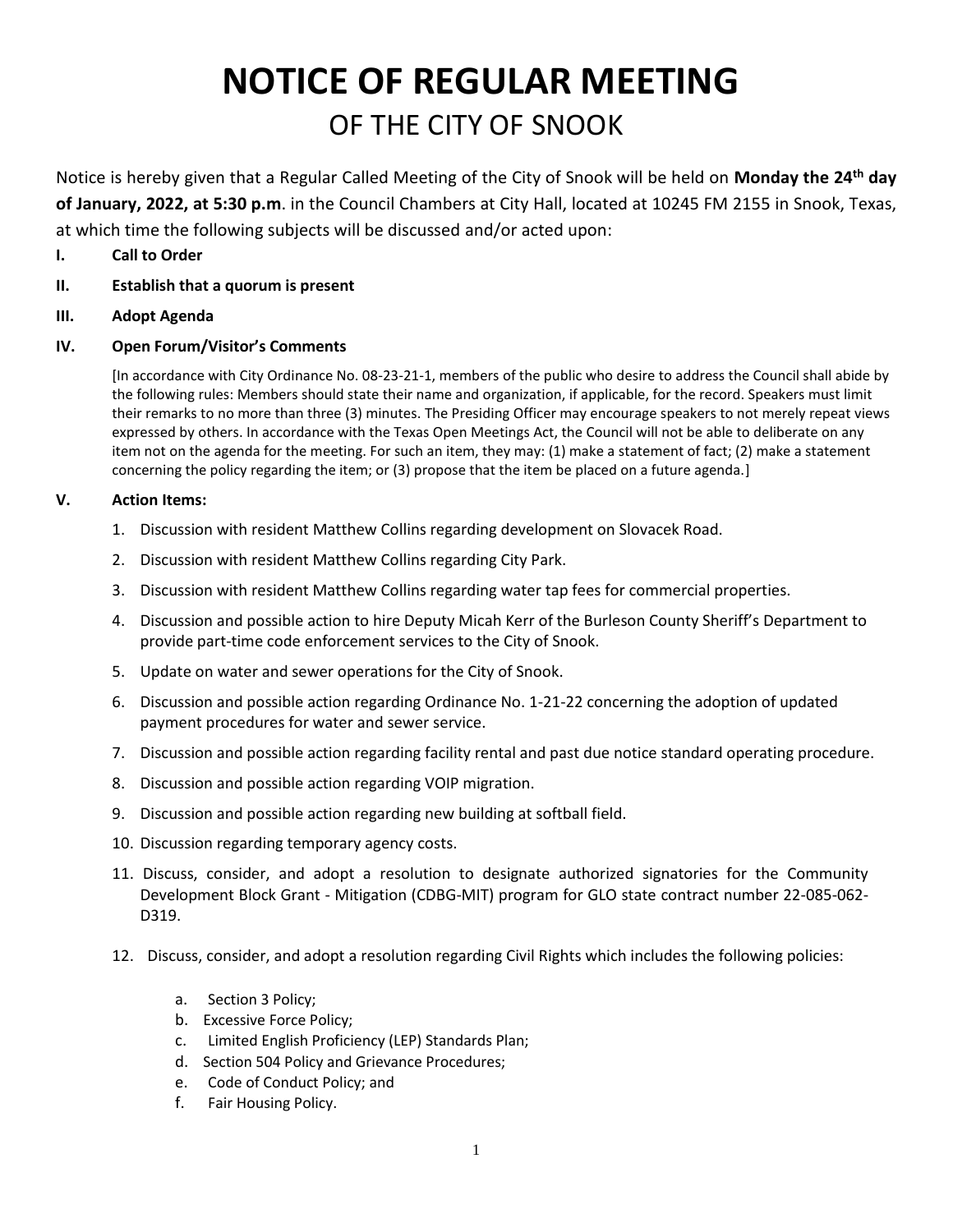# NOTICE OF REGULAR MEETING

## OF THE CITY OF SNOOK

Notice is hereby given that a Regular Called Meeting of the City of Snook will be held on **Monday the 24th day of January, 2022, at 5:30 p.m**. in the Council Chambers at City Hall, located at 10245 FM 2155 in Snook, Texas, at which time the following subjects will be discussed and/or acted upon:

**I. Call to Order**

**II. Establish that a quorum is present**

**III. Adopt Agenda**

**IV. Open Forum/Visitor's Comments**

[In accordance with City Ordinance No. 08-23-21-1, members of the public who desire to address the Council shall abide by the following rules: Members should state their name and organization, if applicable, for the record. Speakers must limit their remarks to no more than three (3) minutes. The Presiding Officer may encourage speakers to not merely repeat views expressed by others. In accordance with the Texas Open Meetings Act, the Council will not be able to deliberate on any item not on the agenda for the meeting. For such an item, they may: (1) make a statement of fact; (2) make a statement concerning the policy regarding the item; or (3) propose that the item be placed on a future agenda.]

**V. Action Items:**

1. Discussion with resident Matthew Collins regarding development on Slovacek Road.
2. Discussion with resident Matthew Collins regarding City Park.
3. Discussion with resident Matthew Collins regarding water tap fees for commercial properties.
4. Discussion and possible action to hire Deputy Micah Kerr of the Burleson County Sheriff's Department to provide part-time code enforcement services to the City of Snook.
5. Update on water and sewer operations for the City of Snook.
6. Discussion and possible action regarding Ordinance No. 1-21-22 concerning the adoption of updated payment procedures for water and sewer service.
7. Discussion and possible action regarding facility rental and past due notice standard operating procedure.
8. Discussion and possible action regarding VOIP migration.
9. Discussion and possible action regarding new building at softball field.
10. Discussion regarding temporary agency costs.
11. Discuss, consider, and adopt a resolution to designate authorized signatories for the Community Development Block Grant - Mitigation (CDBG-MIT) program for GLO state contract number 22-085-062-D319.
12. Discuss, consider, and adopt a resolution regarding Civil Rights which includes the following policies:
    a. Section 3 Policy;
    b. Excessive Force Policy;
    c. Limited English Proficiency (LEP) Standards Plan;
    d. Section 504 Policy and Grievance Procedures;
    e. Code of Conduct Policy; and
    f. Fair Housing Policy.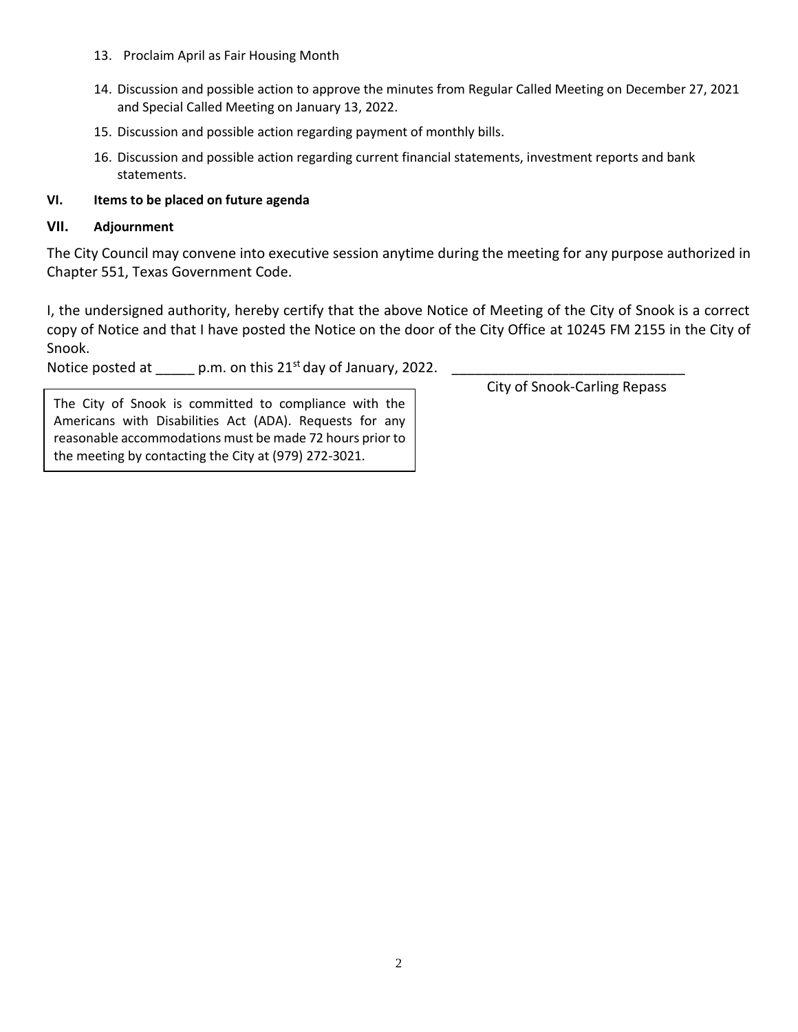13. Proclaim April as Fair Housing Month
14. Discussion and possible action to approve the minutes from Regular Called Meeting on December 27, 2021 and Special Called Meeting on January 13, 2022.
15. Discussion and possible action regarding payment of monthly bills.
16. Discussion and possible action regarding current financial statements, investment reports and bank statements.

**VI. Items to be placed on future agenda**

**VII. Adjournment**

The City Council may convene into executive session anytime during the meeting for any purpose authorized in Chapter 551, Texas Government Code.

I, the undersigned authority, hereby certify that the above Notice of Meeting of the City of Snook is a correct copy of Notice and that I have posted the Notice on the door of the City Office at 10245 FM 2155 in the City of Snook.

Notice posted at _____ p.m. on this 21st day of January, 2022. ______________________________

City of Snook-Carling Repass

The City of Snook is committed to compliance with the Americans with Disabilities Act (ADA). Requests for any reasonable accommodations must be made 72 hours prior to the meeting by contacting the City at (979) 272-3021.